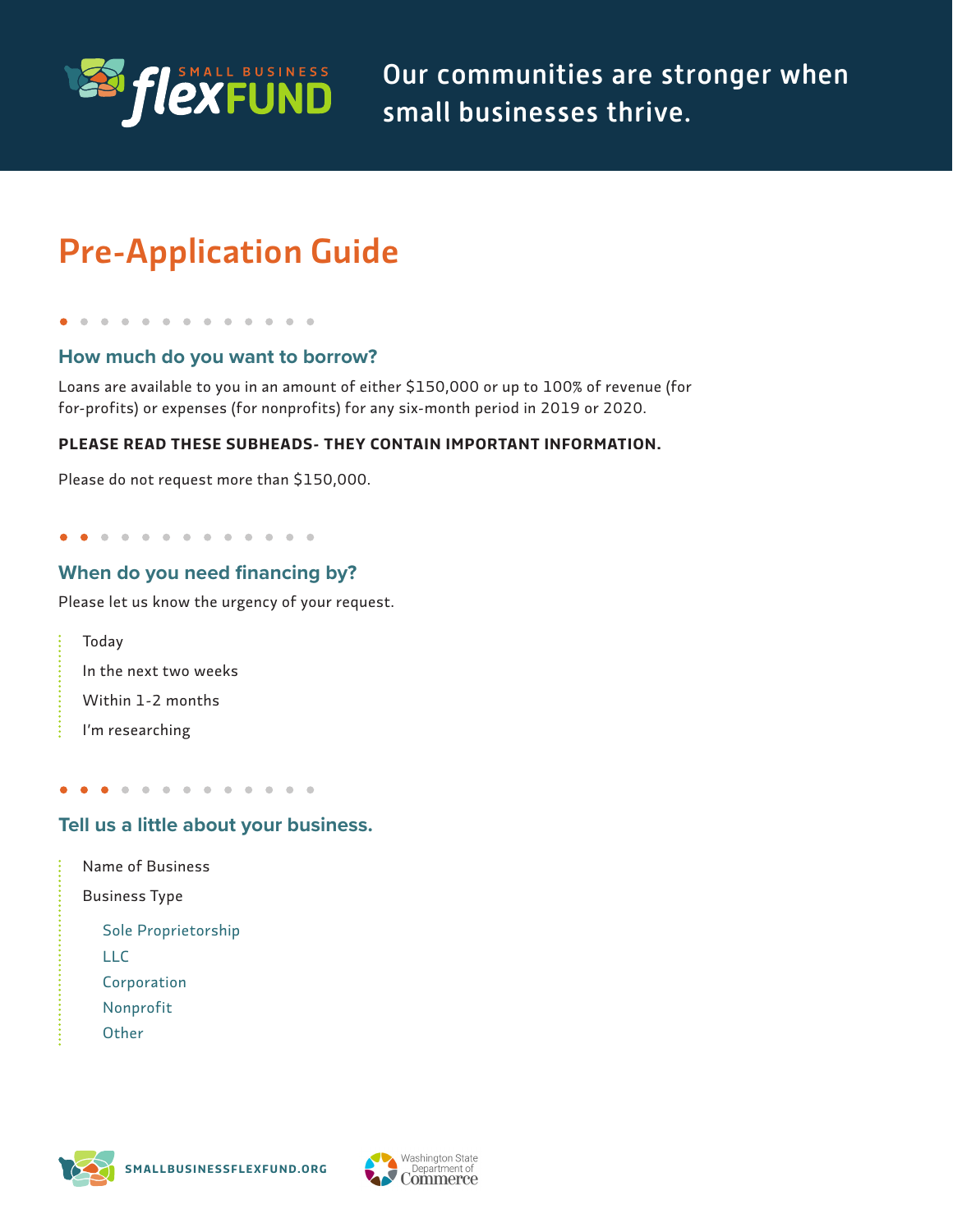Our communities are stronger when small businesses thrive.

# Pre-Application Guide

## How much do you want to borrow?

Loans are available to you in an amount of either $150,000 or up to 100% of revenue (for for-profits) or expenses (for nonprofits) for any six-month period in 2019 or 2020.

**PLEASE READ THESE SUBHEADS- THEY CONTAIN IMPORTANT INFORMATION.**

Please do not request more than $150,000.

## When do you need financing by?

Please let us know the urgency of your request.

- Today
- In the next two weeks
- Within 1-2 months
- I'm researching

## Tell us a little about your business.

- Name of Business
- Business Type
  - Sole Proprietorship
  - LLC
  - Corporation
  - Nonprofit
  - Other

SMALLBUSINESSFLEXFUND.ORG

Washington State Department of Commerce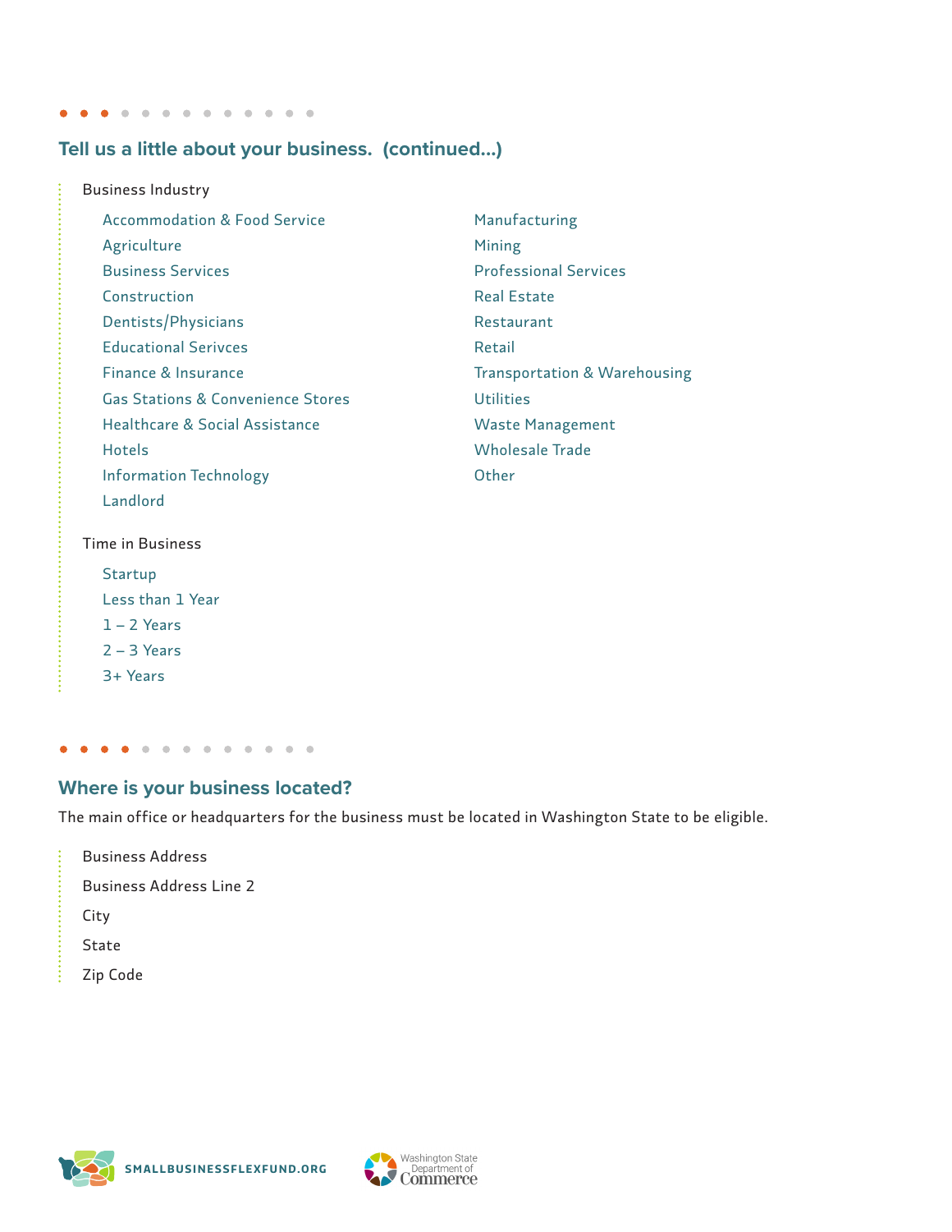## Tell us a little about your business. (continued...)

Business Industry

- Accommodation & Food Service
- Agriculture
- Business Services
- Construction
- Dentists/Physicians
- Educational Serivces
- Finance & Insurance
- Gas Stations & Convenience Stores
- Healthcare & Social Assistance
- Hotels
- Information Technology
- Landlord
- Manufacturing
- Mining
- Professional Services
- Real Estate
- Restaurant
- Retail
- Transportation & Warehousing
- Utilities
- Waste Management
- Wholesale Trade
- Other

Time in Business

- Startup
- Less than 1 Year
- 1 – 2 Years
- 2 – 3 Years
- 3+ Years

## Where is your business located?

The main office or headquarters for the business must be located in Washington State to be eligible.

Business Address

Business Address Line 2

City

State

Zip Code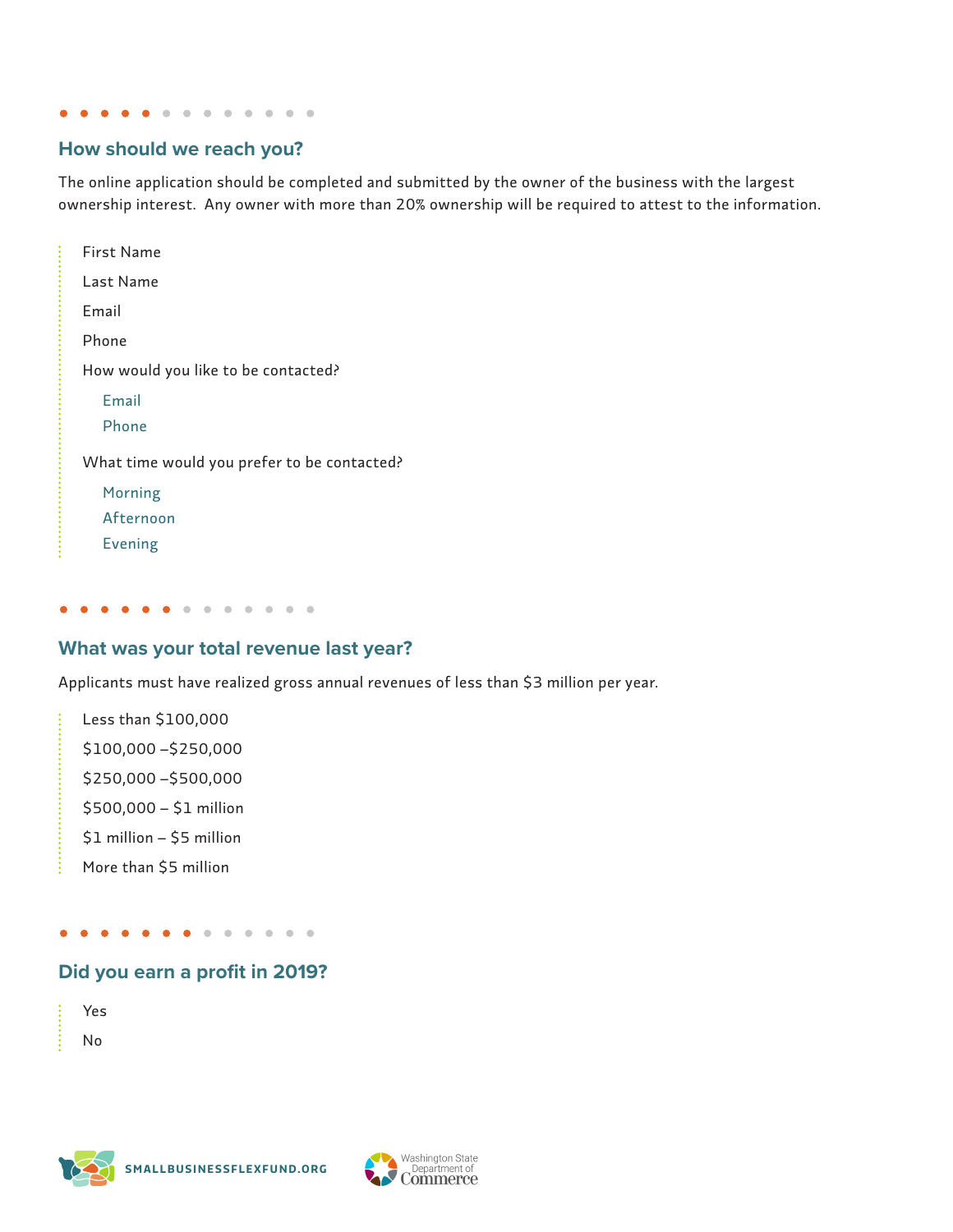## How should we reach you?

The online application should be completed and submitted by the owner of the business with the largest ownership interest. Any owner with more than 20% ownership will be required to attest to the information.

- First Name
- Last Name
- Email
- Phone
- How would you like to be contacted?
  - Email
  - Phone
- What time would you prefer to be contacted?
  - Morning
  - Afternoon
  - Evening

## What was your total revenue last year?

Applicants must have realized gross annual revenues of less than $3 million per year.

- Less than $100,000
- $100,000 –$250,000
- $250,000 –$500,000
- $500,000 – $1 million
- $1 million – $5 million
- More than $5 million

## Did you earn a profit in 2019?

- Yes
- No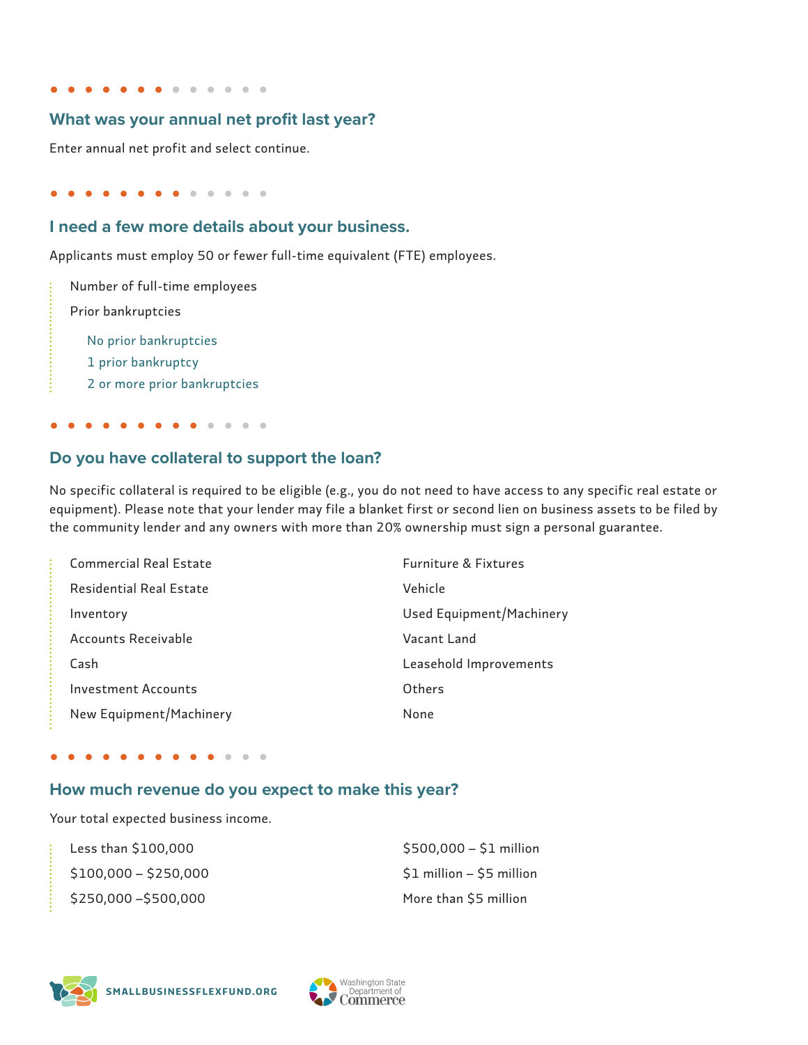## What was your annual net profit last year?

Enter annual net profit and select continue.

## I need a few more details about your business.

Applicants must employ 50 or fewer full-time equivalent (FTE) employees.

- Number of full-time employees
- Prior bankruptcies
  - No prior bankruptcies
  - 1 prior bankruptcy
  - 2 or more prior bankruptcies

## Do you have collateral to support the loan?

No specific collateral is required to be eligible (e.g., you do not need to have access to any specific real estate or equipment). Please note that your lender may file a blanket first or second lien on business assets to be filed by the community lender and any owners with more than 20% ownership must sign a personal guarantee.

- Commercial Real Estate
- Residential Real Estate
- Inventory
- Accounts Receivable
- Cash
- Investment Accounts
- New Equipment/Machinery
- Furniture & Fixtures
- Vehicle
- Used Equipment/Machinery
- Vacant Land
- Leasehold Improvements
- Others
- None

## How much revenue do you expect to make this year?

Your total expected business income.

- Less than $100,000
- $100,000 – $250,000
- $250,000 –$500,000
- $500,000 – $1 million
- $1 million – $5 million
- More than $5 million

SMALLBUSINESSFLEXFUND.ORG

Washington State Department of Commerce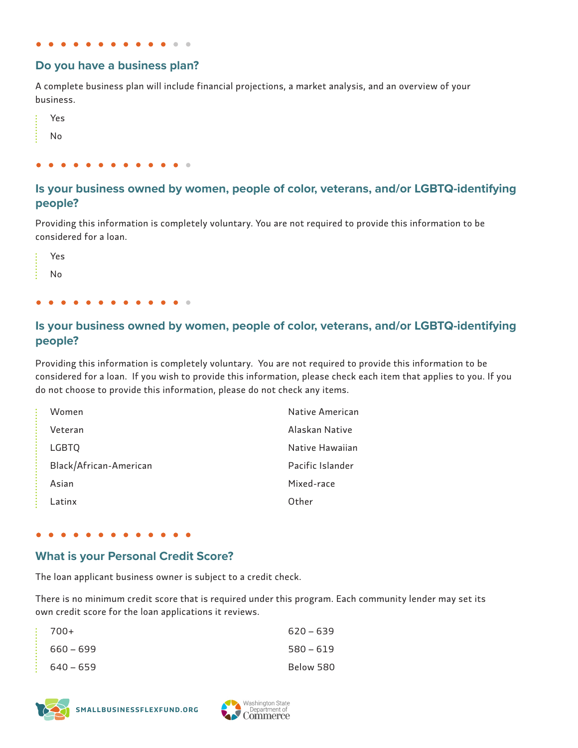## Do you have a business plan?

A complete business plan will include financial projections, a market analysis, and an overview of your business.

- Yes
- No

## Is your business owned by women, people of color, veterans, and/or LGBTQ-identifying people?

Providing this information is completely voluntary. You are not required to provide this information to be considered for a loan.

- Yes
- No

## Is your business owned by women, people of color, veterans, and/or LGBTQ-identifying people?

Providing this information is completely voluntary. You are not required to provide this information to be considered for a loan. If you wish to provide this information, please check each item that applies to you. If you do not choose to provide this information, please do not check any items.

- Women
- Veteran
- LGBTQ
- Black/African-American
- Asian
- Latinx
- Native American
- Alaskan Native
- Native Hawaiian
- Pacific Islander
- Mixed-race
- Other

## What is your Personal Credit Score?

The loan applicant business owner is subject to a credit check.

There is no minimum credit score that is required under this program. Each community lender may set its own credit score for the loan applications it reviews.

- 700+
- 660 – 699
- 640 – 659
- 620 – 639
- 580 – 619
- Below 580

SMALLBUSINESSFLEXFUND.ORG

Washington State Department of Commerce